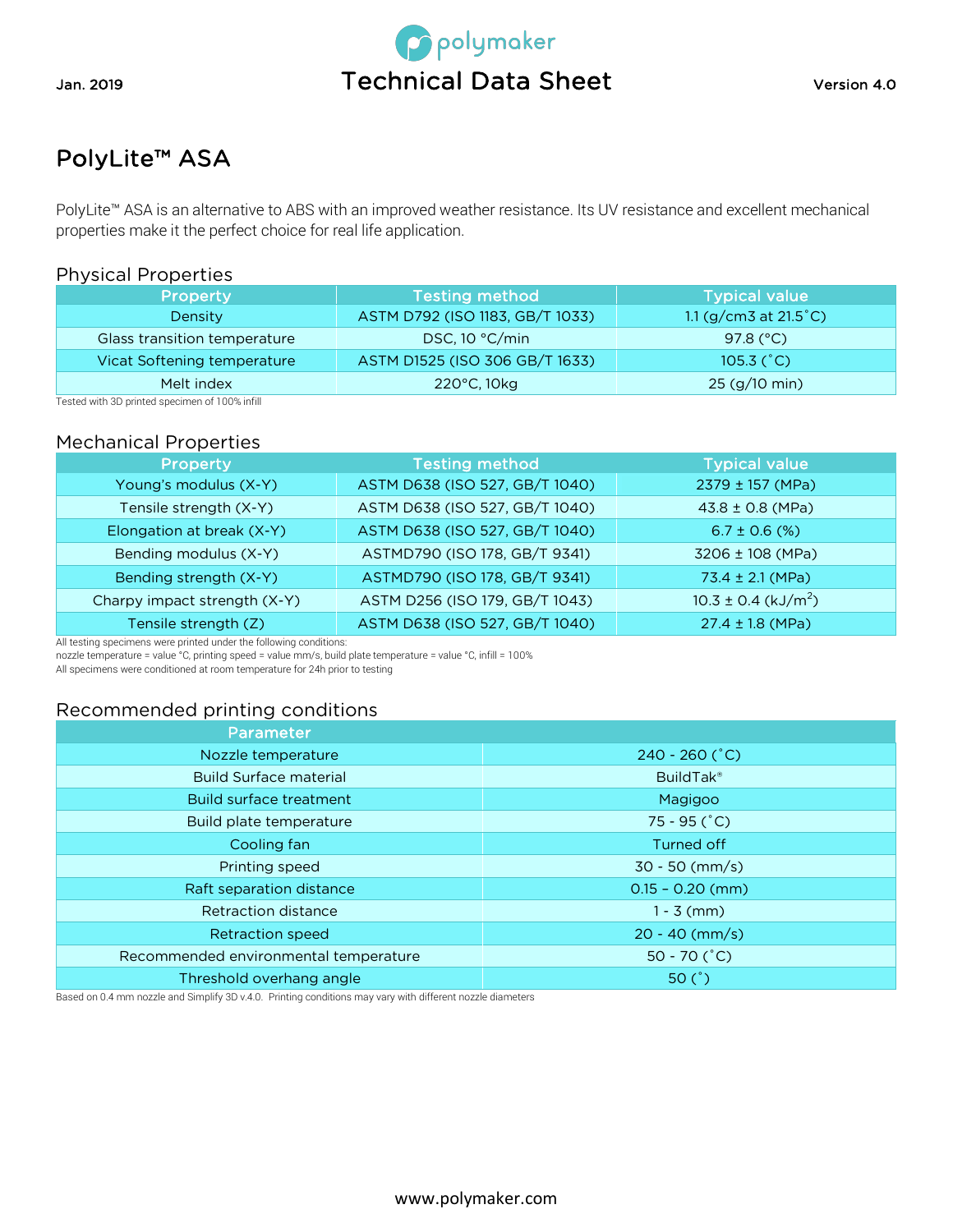# PolyLite™ ASA

Jan. 2019 — Technical Data Sheet — Version 4.0

PolyLite™ ASA is an alternative to ABS with an improved weather resistance. Its UV resistance and excellent mechanical properties make it the perfect choice for real life application.

## Physical Properties

| Property | Testing method | Typical value |
|---|---|---|
| Density | ASTM D792 (ISO 1183, GB/T 1033) | 1.1 (g/cm3 at 21.5˚C) |
| Glass transition temperature | DSC, 10 °C/min | 97.8 (°C) |
| Vicat Softening temperature | ASTM D1525 (ISO 306 GB/T 1633) | 105.3 (˚C) |
| Melt index | 220°C, 10kg | 25 (g/10 min) |

Tested with 3D printed specimen of 100% infill

## Mechanical Properties

| Property | Testing method | Typical value |
|---|---|---|
| Young's modulus (X-Y) | ASTM D638 (ISO 527, GB/T 1040) | 2379 ± 157 (MPa) |
| Tensile strength (X-Y) | ASTM D638 (ISO 527, GB/T 1040) | 43.8 ± 0.8 (MPa) |
| Elongation at break (X-Y) | ASTM D638 (ISO 527, GB/T 1040) | 6.7 ± 0.6 (%) |
| Bending modulus (X-Y) | ASTMD790 (ISO 178, GB/T 9341) | 3206 ± 108 (MPa) |
| Bending strength (X-Y) | ASTMD790 (ISO 178, GB/T 9341) | 73.4 ± 2.1 (MPa) |
| Charpy impact strength (X-Y) | ASTM D256 (ISO 179, GB/T 1043) | 10.3 ± 0.4 (kJ/m$^2$) |
| Tensile strength (Z) | ASTM D638 (ISO 527, GB/T 1040) | 27.4 ± 1.8 (MPa) |

All testing specimens were printed under the following conditions:
nozzle temperature = value °C, printing speed = value mm/s, build plate temperature = value °C, infill = 100%
All specimens were conditioned at room temperature for 24h prior to testing

## Recommended printing conditions

| Parameter | |
|---|---|
| Nozzle temperature | 240 - 260 (˚C) |
| Build Surface material | BuildTak® |
| Build surface treatment | Magigoo |
| Build plate temperature | 75 - 95 (˚C) |
| Cooling fan | Turned off |
| Printing speed | 30 - 50 (mm/s) |
| Raft separation distance | 0.15 - 0.20 (mm) |
| Retraction distance | 1 - 3 (mm) |
| Retraction speed | 20 - 40 (mm/s) |
| Recommended environmental temperature | 50 - 70 (˚C) |
| Threshold overhang angle | 50 (˚) |

Based on 0.4 mm nozzle and Simplify 3D v.4.0. Printing conditions may vary with different nozzle diameters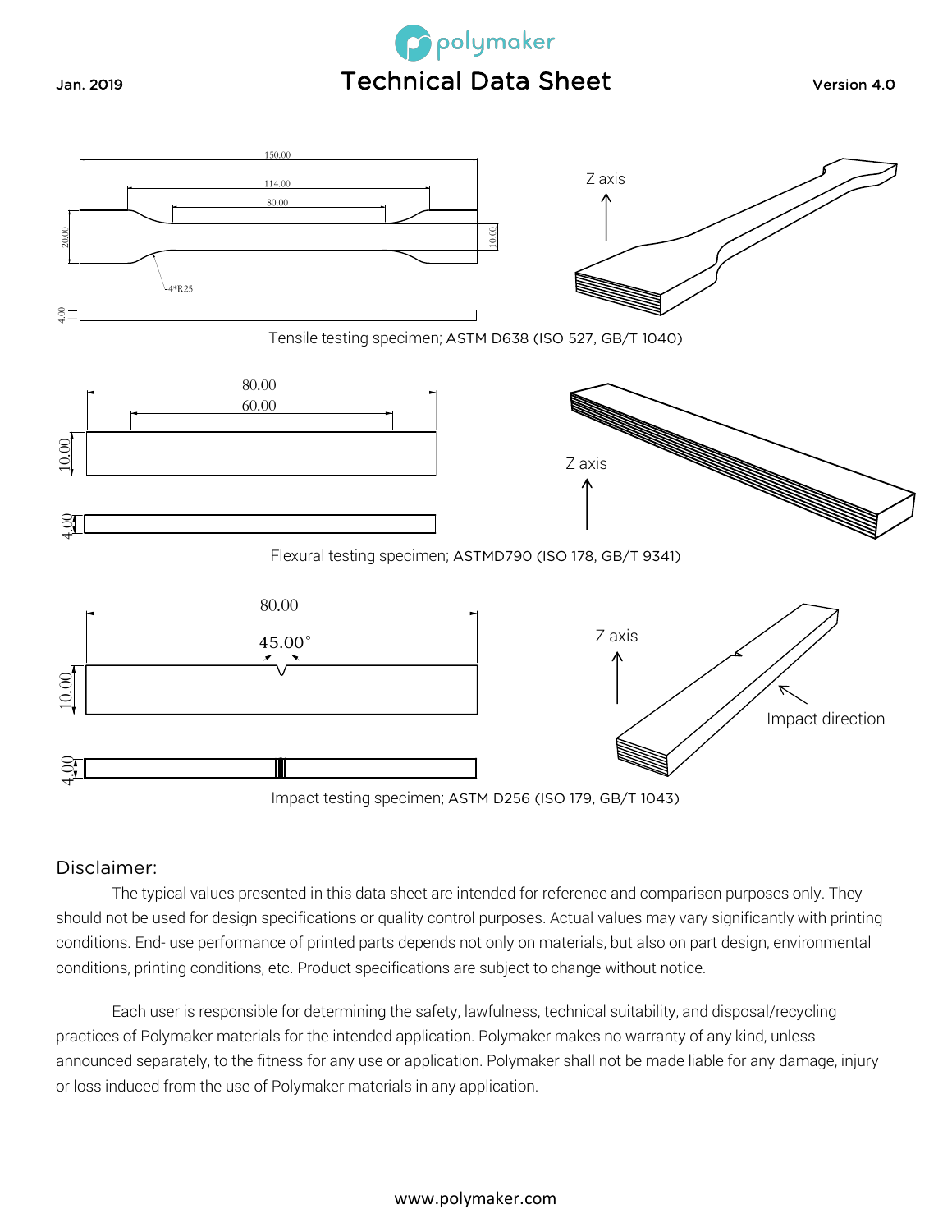150.00
114.00
80.00
20.00
10.00
4*R25
4.00

Z axis

Tensile testing specimen; ASTM D638 (ISO 527, GB/T 1040)

80.00
60.00
10.00
4.00

Z axis

Flexural testing specimen; ASTMD790 (ISO 178, GB/T 9341)

80.00
45.00°
10.00
4.00

Z axis

Impact direction

Impact testing specimen; ASTM D256 (ISO 179, GB/T 1043)

## Disclaimer:

The typical values presented in this data sheet are intended for reference and comparison purposes only. They should not be used for design specifications or quality control purposes. Actual values may vary significantly with printing conditions. End- use performance of printed parts depends not only on materials, but also on part design, environmental conditions, printing conditions, etc. Product specifications are subject to change without notice.

Each user is responsible for determining the safety, lawfulness, technical suitability, and disposal/recycling practices of Polymaker materials for the intended application. Polymaker makes no warranty of any kind, unless announced separately, to the fitness for any use or application. Polymaker shall not be made liable for any damage, injury or loss induced from the use of Polymaker materials in any application.